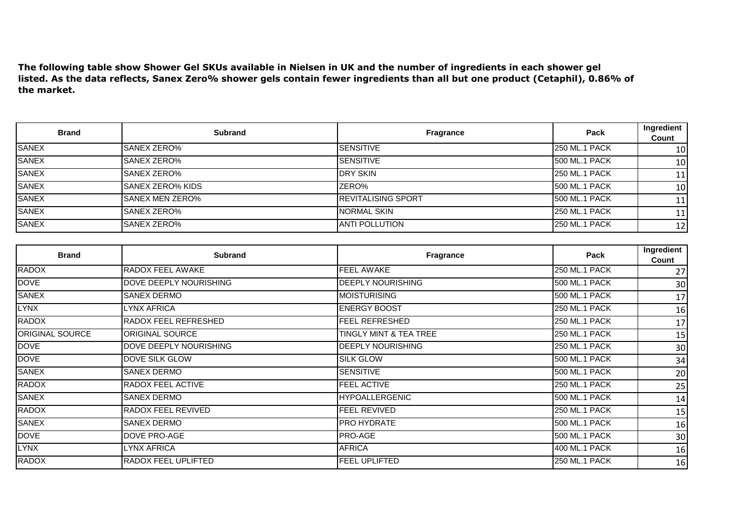**The following table show Shower Gel SKUs available in Nielsen in UK and the number of ingredients in each shower gel listed. As the data reflects, Sanex Zero% shower gels contain fewer ingredients than all but one product (Cetaphil), 0.86% of the market.**

| Brand | Subrand | Fragrance | Pack | Ingredient Count |
|---|---|---|---|---|
| SANEX | SANEX ZERO% | SENSITIVE | 250 ML.1 PACK | 10 |
| SANEX | SANEX ZERO% | SENSITIVE | 500 ML.1 PACK | 10 |
| SANEX | SANEX ZERO% | DRY SKIN | 250 ML.1 PACK | 11 |
| SANEX | SANEX ZERO% KIDS | ZERO% | 500 ML.1 PACK | 10 |
| SANEX | SANEX MEN ZERO% | REVITALISING SPORT | 500 ML.1 PACK | 11 |
| SANEX | SANEX ZERO% | NORMAL SKIN | 250 ML.1 PACK | 11 |
| SANEX | SANEX ZERO% | ANTI POLLUTION | 250 ML.1 PACK | 12 |

| Brand | Subrand | Fragrance | Pack | Ingredient Count |
|---|---|---|---|---|
| RADOX | RADOX FEEL AWAKE | FEEL AWAKE | 250 ML.1 PACK | 27 |
| DOVE | DOVE DEEPLY NOURISHING | DEEPLY NOURISHING | 500 ML.1 PACK | 30 |
| SANEX | SANEX DERMO | MOISTURISING | 500 ML.1 PACK | 17 |
| LYNX | LYNX AFRICA | ENERGY BOOST | 250 ML.1 PACK | 16 |
| RADOX | RADOX FEEL REFRESHED | FEEL REFRESHED | 250 ML.1 PACK | 17 |
| ORIGINAL SOURCE | ORIGINAL SOURCE | TINGLY MINT & TEA TREE | 250 ML.1 PACK | 15 |
| DOVE | DOVE DEEPLY NOURISHING | DEEPLY NOURISHING | 250 ML.1 PACK | 30 |
| DOVE | DOVE SILK GLOW | SILK GLOW | 500 ML.1 PACK | 34 |
| SANEX | SANEX DERMO | SENSITIVE | 500 ML.1 PACK | 20 |
| RADOX | RADOX FEEL ACTIVE | FEEL ACTIVE | 250 ML.1 PACK | 25 |
| SANEX | SANEX DERMO | HYPOALLERGENIC | 500 ML.1 PACK | 14 |
| RADOX | RADOX FEEL REVIVED | FEEL REVIVED | 250 ML.1 PACK | 15 |
| SANEX | SANEX DERMO | PRO HYDRATE | 500 ML.1 PACK | 16 |
| DOVE | DOVE PRO-AGE | PRO-AGE | 500 ML.1 PACK | 30 |
| LYNX | LYNX AFRICA | AFRICA | 400 ML.1 PACK | 16 |
| RADOX | RADOX FEEL UPLIFTED | FEEL UPLIFTED | 250 ML.1 PACK | 16 |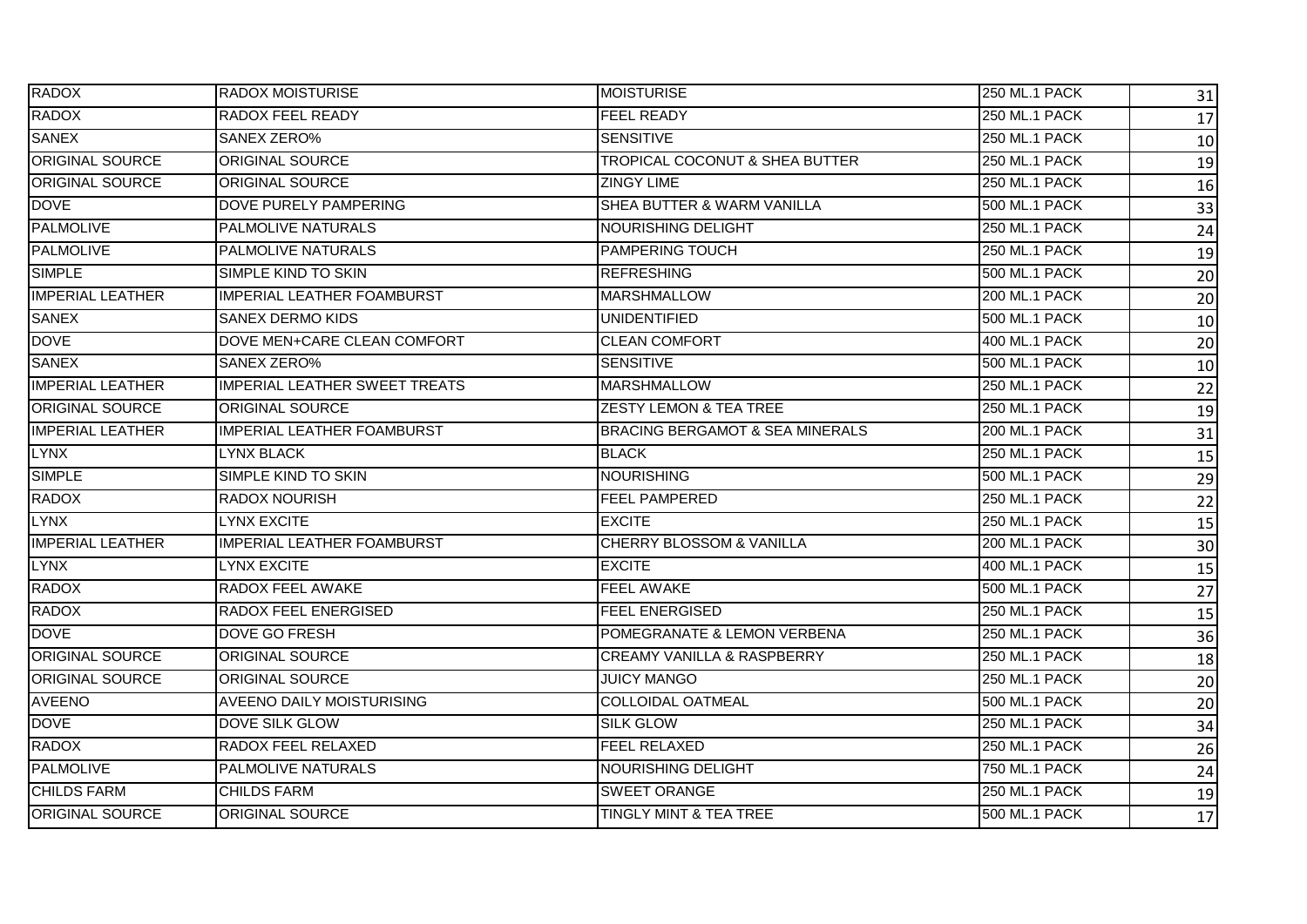| RADOX | RADOX MOISTURISE | MOISTURISE | 250 ML.1 PACK | 31 |
|---|---|---|---|---|
| RADOX | RADOX FEEL READY | FEEL READY | 250 ML.1 PACK | 17 |
| SANEX | SANEX ZERO% | SENSITIVE | 250 ML.1 PACK | 10 |
| ORIGINAL SOURCE | ORIGINAL SOURCE | TROPICAL COCONUT & SHEA BUTTER | 250 ML.1 PACK | 19 |
| ORIGINAL SOURCE | ORIGINAL SOURCE | ZINGY LIME | 250 ML.1 PACK | 16 |
| DOVE | DOVE PURELY PAMPERING | SHEA BUTTER & WARM VANILLA | 500 ML.1 PACK | 33 |
| PALMOLIVE | PALMOLIVE NATURALS | NOURISHING DELIGHT | 250 ML.1 PACK | 24 |
| PALMOLIVE | PALMOLIVE NATURALS | PAMPERING TOUCH | 250 ML.1 PACK | 19 |
| SIMPLE | SIMPLE KIND TO SKIN | REFRESHING | 500 ML.1 PACK | 20 |
| IMPERIAL LEATHER | IMPERIAL LEATHER FOAMBURST | MARSHMALLOW | 200 ML.1 PACK | 20 |
| SANEX | SANEX DERMO KIDS | UNIDENTIFIED | 500 ML.1 PACK | 10 |
| DOVE | DOVE MEN+CARE CLEAN COMFORT | CLEAN COMFORT | 400 ML.1 PACK | 20 |
| SANEX | SANEX ZERO% | SENSITIVE | 500 ML.1 PACK | 10 |
| IMPERIAL LEATHER | IMPERIAL LEATHER SWEET TREATS | MARSHMALLOW | 250 ML.1 PACK | 22 |
| ORIGINAL SOURCE | ORIGINAL SOURCE | ZESTY LEMON & TEA TREE | 250 ML.1 PACK | 19 |
| IMPERIAL LEATHER | IMPERIAL LEATHER FOAMBURST | BRACING BERGAMOT & SEA MINERALS | 200 ML.1 PACK | 31 |
| LYNX | LYNX BLACK | BLACK | 250 ML.1 PACK | 15 |
| SIMPLE | SIMPLE KIND TO SKIN | NOURISHING | 500 ML.1 PACK | 29 |
| RADOX | RADOX NOURISH | FEEL PAMPERED | 250 ML.1 PACK | 22 |
| LYNX | LYNX EXCITE | EXCITE | 250 ML.1 PACK | 15 |
| IMPERIAL LEATHER | IMPERIAL LEATHER FOAMBURST | CHERRY BLOSSOM & VANILLA | 200 ML.1 PACK | 30 |
| LYNX | LYNX EXCITE | EXCITE | 400 ML.1 PACK | 15 |
| RADOX | RADOX FEEL AWAKE | FEEL AWAKE | 500 ML.1 PACK | 27 |
| RADOX | RADOX FEEL ENERGISED | FEEL ENERGISED | 250 ML.1 PACK | 15 |
| DOVE | DOVE GO FRESH | POMEGRANATE & LEMON VERBENA | 250 ML.1 PACK | 36 |
| ORIGINAL SOURCE | ORIGINAL SOURCE | CREAMY VANILLA & RASPBERRY | 250 ML.1 PACK | 18 |
| ORIGINAL SOURCE | ORIGINAL SOURCE | JUICY MANGO | 250 ML.1 PACK | 20 |
| AVEENO | AVEENO DAILY MOISTURISING | COLLOIDAL OATMEAL | 500 ML.1 PACK | 20 |
| DOVE | DOVE SILK GLOW | SILK GLOW | 250 ML.1 PACK | 34 |
| RADOX | RADOX FEEL RELAXED | FEEL RELAXED | 250 ML.1 PACK | 26 |
| PALMOLIVE | PALMOLIVE NATURALS | NOURISHING DELIGHT | 750 ML.1 PACK | 24 |
| CHILDS FARM | CHILDS FARM | SWEET ORANGE | 250 ML.1 PACK | 19 |
| ORIGINAL SOURCE | ORIGINAL SOURCE | TINGLY MINT & TEA TREE | 500 ML.1 PACK | 17 |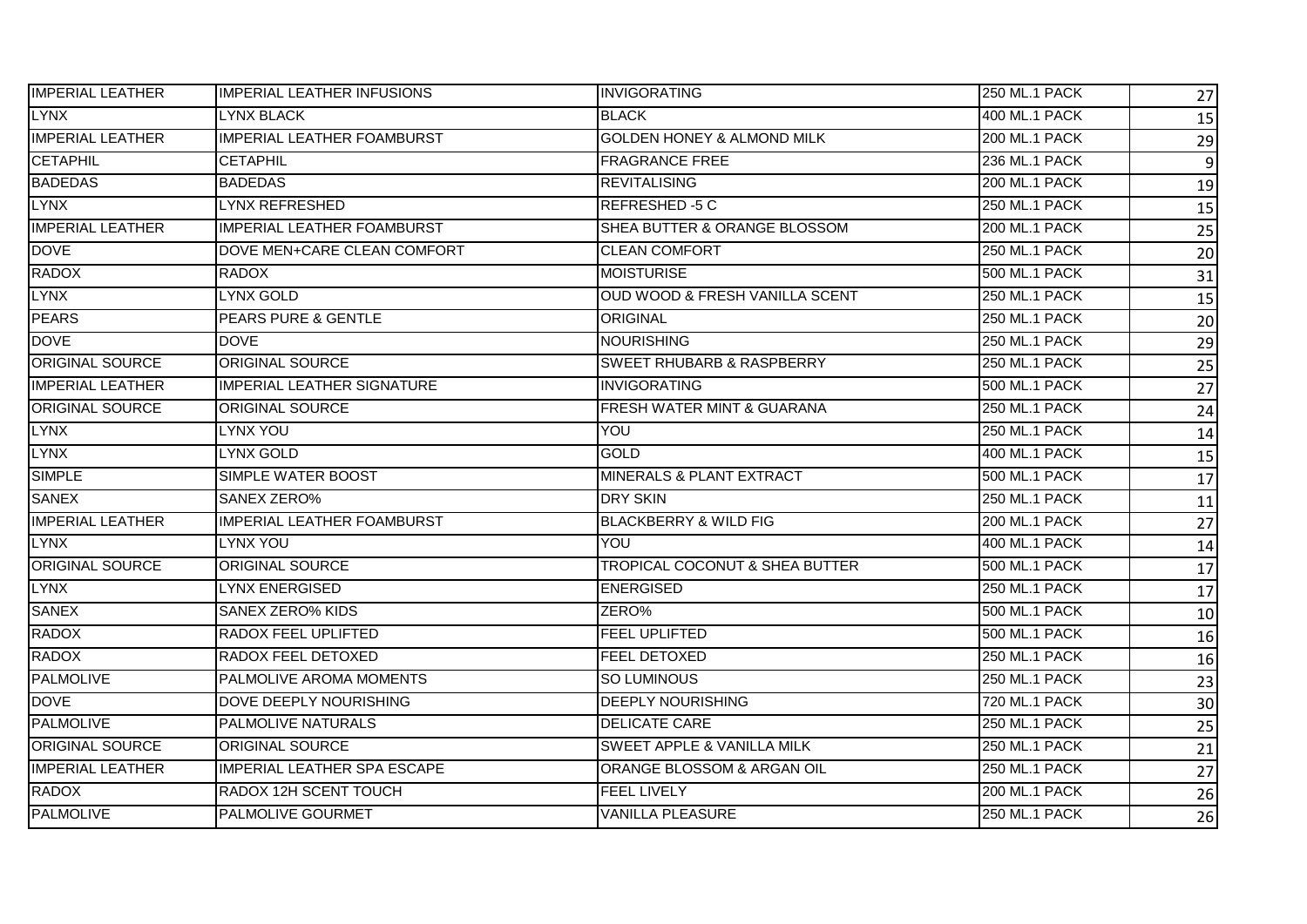| IMPERIAL LEATHER | IMPERIAL LEATHER INFUSIONS | INVIGORATING | 250 ML.1 PACK | 27 |
|---|---|---|---|---|
| LYNX | LYNX BLACK | BLACK | 400 ML.1 PACK | 15 |
| IMPERIAL LEATHER | IMPERIAL LEATHER FOAMBURST | GOLDEN HONEY & ALMOND MILK | 200 ML.1 PACK | 29 |
| CETAPHIL | CETAPHIL | FRAGRANCE FREE | 236 ML.1 PACK | 9 |
| BADEDAS | BADEDAS | REVITALISING | 200 ML.1 PACK | 19 |
| LYNX | LYNX REFRESHED | REFRESHED -5 C | 250 ML.1 PACK | 15 |
| IMPERIAL LEATHER | IMPERIAL LEATHER FOAMBURST | SHEA BUTTER & ORANGE BLOSSOM | 200 ML.1 PACK | 25 |
| DOVE | DOVE MEN+CARE CLEAN COMFORT | CLEAN COMFORT | 250 ML.1 PACK | 20 |
| RADOX | RADOX | MOISTURISE | 500 ML.1 PACK | 31 |
| LYNX | LYNX GOLD | OUD WOOD & FRESH VANILLA SCENT | 250 ML.1 PACK | 15 |
| PEARS | PEARS PURE & GENTLE | ORIGINAL | 250 ML.1 PACK | 20 |
| DOVE | DOVE | NOURISHING | 250 ML.1 PACK | 29 |
| ORIGINAL SOURCE | ORIGINAL SOURCE | SWEET RHUBARB & RASPBERRY | 250 ML.1 PACK | 25 |
| IMPERIAL LEATHER | IMPERIAL LEATHER SIGNATURE | INVIGORATING | 500 ML.1 PACK | 27 |
| ORIGINAL SOURCE | ORIGINAL SOURCE | FRESH WATER MINT & GUARANA | 250 ML.1 PACK | 24 |
| LYNX | LYNX YOU | YOU | 250 ML.1 PACK | 14 |
| LYNX | LYNX GOLD | GOLD | 400 ML.1 PACK | 15 |
| SIMPLE | SIMPLE WATER BOOST | MINERALS & PLANT EXTRACT | 500 ML.1 PACK | 17 |
| SANEX | SANEX ZERO% | DRY SKIN | 250 ML.1 PACK | 11 |
| IMPERIAL LEATHER | IMPERIAL LEATHER FOAMBURST | BLACKBERRY & WILD FIG | 200 ML.1 PACK | 27 |
| LYNX | LYNX YOU | YOU | 400 ML.1 PACK | 14 |
| ORIGINAL SOURCE | ORIGINAL SOURCE | TROPICAL COCONUT & SHEA BUTTER | 500 ML.1 PACK | 17 |
| LYNX | LYNX ENERGISED | ENERGISED | 250 ML.1 PACK | 17 |
| SANEX | SANEX ZERO% KIDS | ZERO% | 500 ML.1 PACK | 10 |
| RADOX | RADOX FEEL UPLIFTED | FEEL UPLIFTED | 500 ML.1 PACK | 16 |
| RADOX | RADOX FEEL DETOXED | FEEL DETOXED | 250 ML.1 PACK | 16 |
| PALMOLIVE | PALMOLIVE AROMA MOMENTS | SO LUMINOUS | 250 ML.1 PACK | 23 |
| DOVE | DOVE DEEPLY NOURISHING | DEEPLY NOURISHING | 720 ML.1 PACK | 30 |
| PALMOLIVE | PALMOLIVE NATURALS | DELICATE CARE | 250 ML.1 PACK | 25 |
| ORIGINAL SOURCE | ORIGINAL SOURCE | SWEET APPLE & VANILLA MILK | 250 ML.1 PACK | 21 |
| IMPERIAL LEATHER | IMPERIAL LEATHER SPA ESCAPE | ORANGE BLOSSOM & ARGAN OIL | 250 ML.1 PACK | 27 |
| RADOX | RADOX 12H SCENT TOUCH | FEEL LIVELY | 200 ML.1 PACK | 26 |
| PALMOLIVE | PALMOLIVE GOURMET | VANILLA PLEASURE | 250 ML.1 PACK | 26 |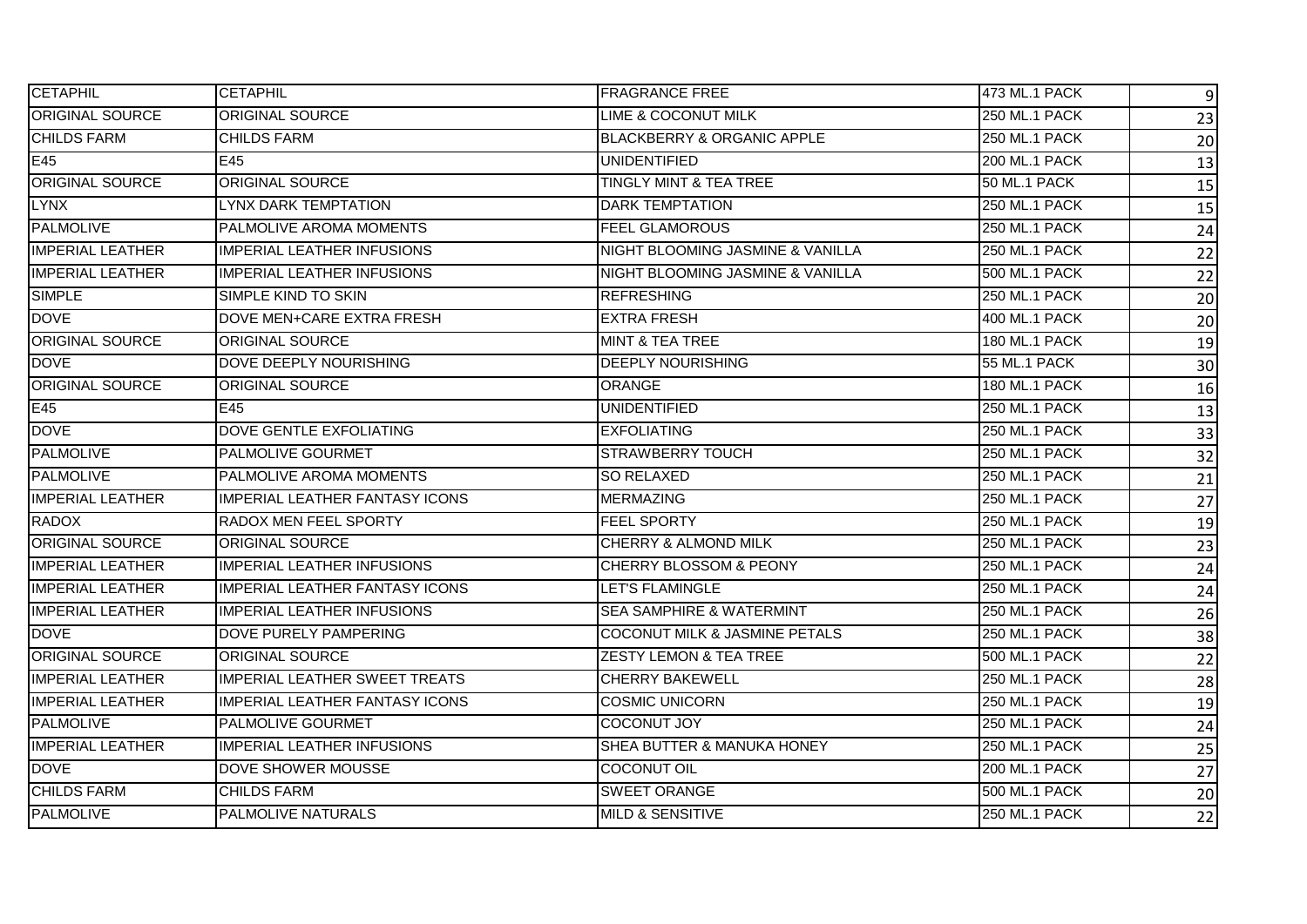| | | | | |
|---|---|---|---|---|
| CETAPHIL | CETAPHIL | FRAGRANCE FREE | 473 ML.1 PACK | 9 |
| ORIGINAL SOURCE | ORIGINAL SOURCE | LIME & COCONUT MILK | 250 ML.1 PACK | 23 |
| CHILDS FARM | CHILDS FARM | BLACKBERRY & ORGANIC APPLE | 250 ML.1 PACK | 20 |
| E45 | E45 | UNIDENTIFIED | 200 ML.1 PACK | 13 |
| ORIGINAL SOURCE | ORIGINAL SOURCE | TINGLY MINT & TEA TREE | 50 ML.1 PACK | 15 |
| LYNX | LYNX DARK TEMPTATION | DARK TEMPTATION | 250 ML.1 PACK | 15 |
| PALMOLIVE | PALMOLIVE AROMA MOMENTS | FEEL GLAMOROUS | 250 ML.1 PACK | 24 |
| IMPERIAL LEATHER | IMPERIAL LEATHER INFUSIONS | NIGHT BLOOMING JASMINE & VANILLA | 250 ML.1 PACK | 22 |
| IMPERIAL LEATHER | IMPERIAL LEATHER INFUSIONS | NIGHT BLOOMING JASMINE & VANILLA | 500 ML.1 PACK | 22 |
| SIMPLE | SIMPLE KIND TO SKIN | REFRESHING | 250 ML.1 PACK | 20 |
| DOVE | DOVE MEN+CARE EXTRA FRESH | EXTRA FRESH | 400 ML.1 PACK | 20 |
| ORIGINAL SOURCE | ORIGINAL SOURCE | MINT & TEA TREE | 180 ML.1 PACK | 19 |
| DOVE | DOVE DEEPLY NOURISHING | DEEPLY NOURISHING | 55 ML.1 PACK | 30 |
| ORIGINAL SOURCE | ORIGINAL SOURCE | ORANGE | 180 ML.1 PACK | 16 |
| E45 | E45 | UNIDENTIFIED | 250 ML.1 PACK | 13 |
| DOVE | DOVE GENTLE EXFOLIATING | EXFOLIATING | 250 ML.1 PACK | 33 |
| PALMOLIVE | PALMOLIVE GOURMET | STRAWBERRY TOUCH | 250 ML.1 PACK | 32 |
| PALMOLIVE | PALMOLIVE AROMA MOMENTS | SO RELAXED | 250 ML.1 PACK | 21 |
| IMPERIAL LEATHER | IMPERIAL LEATHER FANTASY ICONS | MERMAZING | 250 ML.1 PACK | 27 |
| RADOX | RADOX MEN FEEL SPORTY | FEEL SPORTY | 250 ML.1 PACK | 19 |
| ORIGINAL SOURCE | ORIGINAL SOURCE | CHERRY & ALMOND MILK | 250 ML.1 PACK | 23 |
| IMPERIAL LEATHER | IMPERIAL LEATHER INFUSIONS | CHERRY BLOSSOM & PEONY | 250 ML.1 PACK | 24 |
| IMPERIAL LEATHER | IMPERIAL LEATHER FANTASY ICONS | LET'S FLAMINGLE | 250 ML.1 PACK | 24 |
| IMPERIAL LEATHER | IMPERIAL LEATHER INFUSIONS | SEA SAMPHIRE & WATERMINT | 250 ML.1 PACK | 26 |
| DOVE | DOVE PURELY PAMPERING | COCONUT MILK & JASMINE PETALS | 250 ML.1 PACK | 38 |
| ORIGINAL SOURCE | ORIGINAL SOURCE | ZESTY LEMON & TEA TREE | 500 ML.1 PACK | 22 |
| IMPERIAL LEATHER | IMPERIAL LEATHER SWEET TREATS | CHERRY BAKEWELL | 250 ML.1 PACK | 28 |
| IMPERIAL LEATHER | IMPERIAL LEATHER FANTASY ICONS | COSMIC UNICORN | 250 ML.1 PACK | 19 |
| PALMOLIVE | PALMOLIVE GOURMET | COCONUT JOY | 250 ML.1 PACK | 24 |
| IMPERIAL LEATHER | IMPERIAL LEATHER INFUSIONS | SHEA BUTTER & MANUKA HONEY | 250 ML.1 PACK | 25 |
| DOVE | DOVE SHOWER MOUSSE | COCONUT OIL | 200 ML.1 PACK | 27 |
| CHILDS FARM | CHILDS FARM | SWEET ORANGE | 500 ML.1 PACK | 20 |
| PALMOLIVE | PALMOLIVE NATURALS | MILD & SENSITIVE | 250 ML.1 PACK | 22 |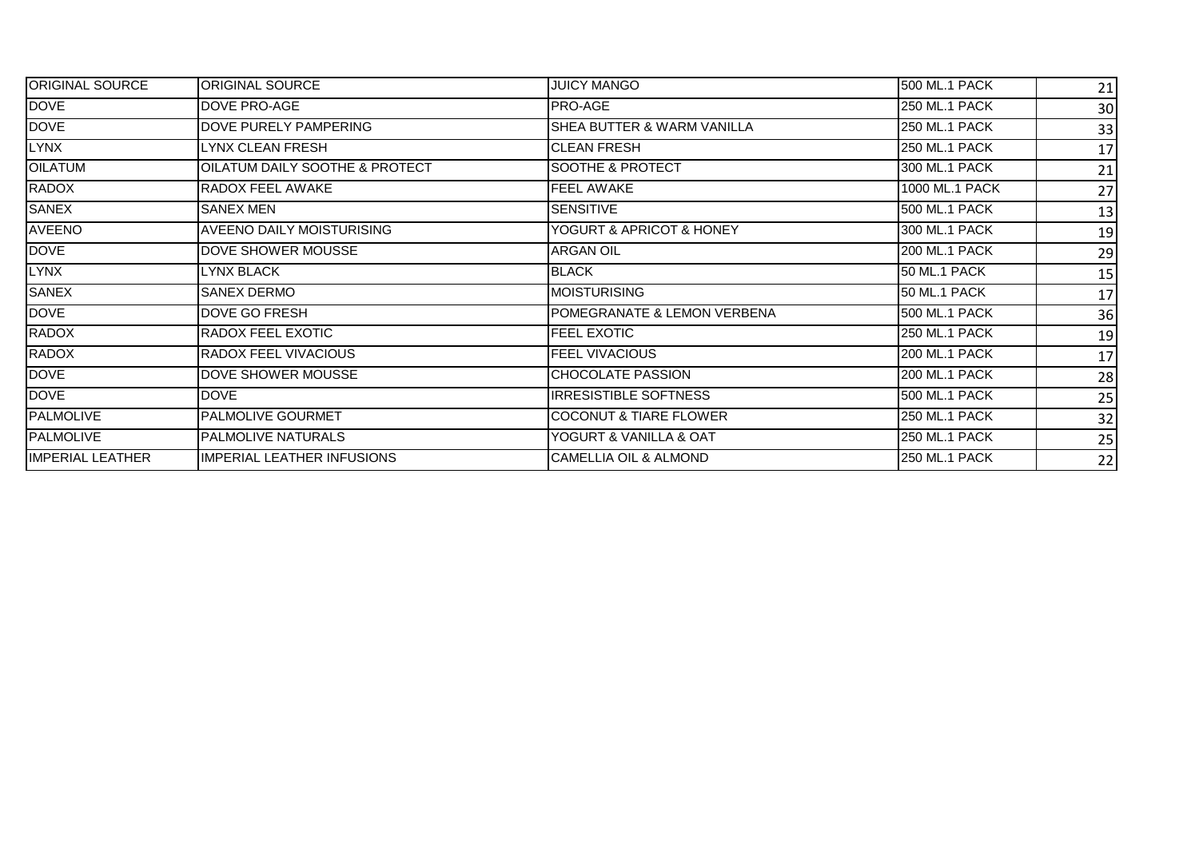| | | | | |
|---|---|---|---|---|
| ORIGINAL SOURCE | ORIGINAL SOURCE | JUICY MANGO | 500 ML.1 PACK | 21 |
| DOVE | DOVE PRO-AGE | PRO-AGE | 250 ML.1 PACK | 30 |
| DOVE | DOVE PURELY PAMPERING | SHEA BUTTER & WARM VANILLA | 250 ML.1 PACK | 33 |
| LYNX | LYNX CLEAN FRESH | CLEAN FRESH | 250 ML.1 PACK | 17 |
| OILATUM | OILATUM DAILY SOOTHE & PROTECT | SOOTHE & PROTECT | 300 ML.1 PACK | 21 |
| RADOX | RADOX FEEL AWAKE | FEEL AWAKE | 1000 ML.1 PACK | 27 |
| SANEX | SANEX MEN | SENSITIVE | 500 ML.1 PACK | 13 |
| AVEENO | AVEENO DAILY MOISTURISING | YOGURT & APRICOT & HONEY | 300 ML.1 PACK | 19 |
| DOVE | DOVE SHOWER MOUSSE | ARGAN OIL | 200 ML.1 PACK | 29 |
| LYNX | LYNX BLACK | BLACK | 50 ML.1 PACK | 15 |
| SANEX | SANEX DERMO | MOISTURISING | 50 ML.1 PACK | 17 |
| DOVE | DOVE GO FRESH | POMEGRANATE & LEMON VERBENA | 500 ML.1 PACK | 36 |
| RADOX | RADOX FEEL EXOTIC | FEEL EXOTIC | 250 ML.1 PACK | 19 |
| RADOX | RADOX FEEL VIVACIOUS | FEEL VIVACIOUS | 200 ML.1 PACK | 17 |
| DOVE | DOVE SHOWER MOUSSE | CHOCOLATE PASSION | 200 ML.1 PACK | 28 |
| DOVE | DOVE | IRRESISTIBLE SOFTNESS | 500 ML.1 PACK | 25 |
| PALMOLIVE | PALMOLIVE GOURMET | COCONUT & TIARE FLOWER | 250 ML.1 PACK | 32 |
| PALMOLIVE | PALMOLIVE NATURALS | YOGURT & VANILLA & OAT | 250 ML.1 PACK | 25 |
| IMPERIAL LEATHER | IMPERIAL LEATHER INFUSIONS | CAMELLIA OIL & ALMOND | 250 ML.1 PACK | 22 |